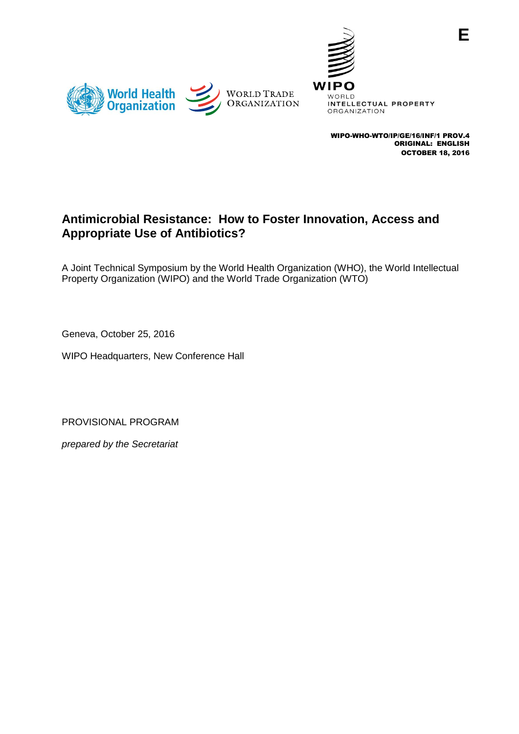E

World Health Organization | World Trade Organization | WIPO World Intellectual Property Organization

**WIPO-WHO-WTO/IP/GE/16/INF/1 PROV.4**
**ORIGINAL: ENGLISH**
**OCTOBER 18, 2016**

# Antimicrobial Resistance: How to Foster Innovation, Access and Appropriate Use of Antibiotics?

A Joint Technical Symposium by the World Health Organization (WHO), the World Intellectual Property Organization (WIPO) and the World Trade Organization (WTO)

Geneva, October 25, 2016

WIPO Headquarters, New Conference Hall

PROVISIONAL PROGRAM

*prepared by the Secretariat*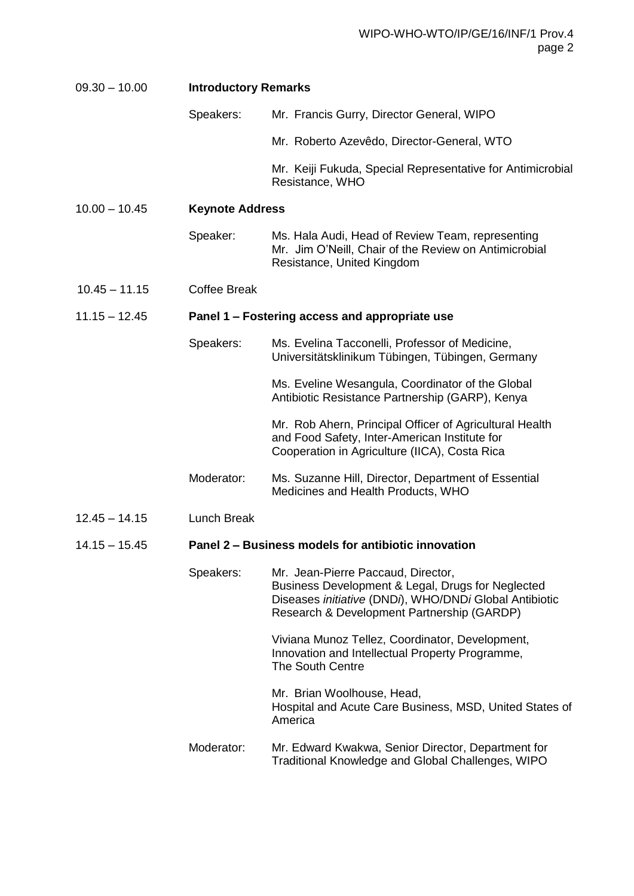**09.30 – 10.00 Introductory Remarks**

Speakers: Mr. Francis Gurry, Director General, WIPO

Mr. Roberto Azevêdo, Director-General, WTO

Mr. Keiji Fukuda, Special Representative for Antimicrobial Resistance, WHO

**10.00 – 10.45 Keynote Address**

Speaker: Ms. Hala Audi, Head of Review Team, representing Mr. Jim O'Neill, Chair of the Review on Antimicrobial Resistance, United Kingdom

10.45 – 11.15 Coffee Break

**11.15 – 12.45 Panel 1 – Fostering access and appropriate use**

Speakers: Ms. Evelina Tacconelli, Professor of Medicine, Universitätsklinikum Tübingen, Tübingen, Germany

Ms. Eveline Wesangula, Coordinator of the Global Antibiotic Resistance Partnership (GARP), Kenya

Mr. Rob Ahern, Principal Officer of Agricultural Health and Food Safety, Inter-American Institute for Cooperation in Agriculture (IICA), Costa Rica

Moderator: Ms. Suzanne Hill, Director, Department of Essential Medicines and Health Products, WHO

12.45 – 14.15 Lunch Break

**14.15 – 15.45 Panel 2 – Business models for antibiotic innovation**

Speakers: Mr. Jean-Pierre Paccaud, Director, Business Development & Legal, Drugs for Neglected Diseases *initiative* (DND*i*), WHO/DND*i* Global Antibiotic Research & Development Partnership (GARDP)

Viviana Munoz Tellez, Coordinator, Development, Innovation and Intellectual Property Programme, The South Centre

Mr. Brian Woolhouse, Head, Hospital and Acute Care Business, MSD, United States of America

Moderator: Mr. Edward Kwakwa, Senior Director, Department for Traditional Knowledge and Global Challenges, WIPO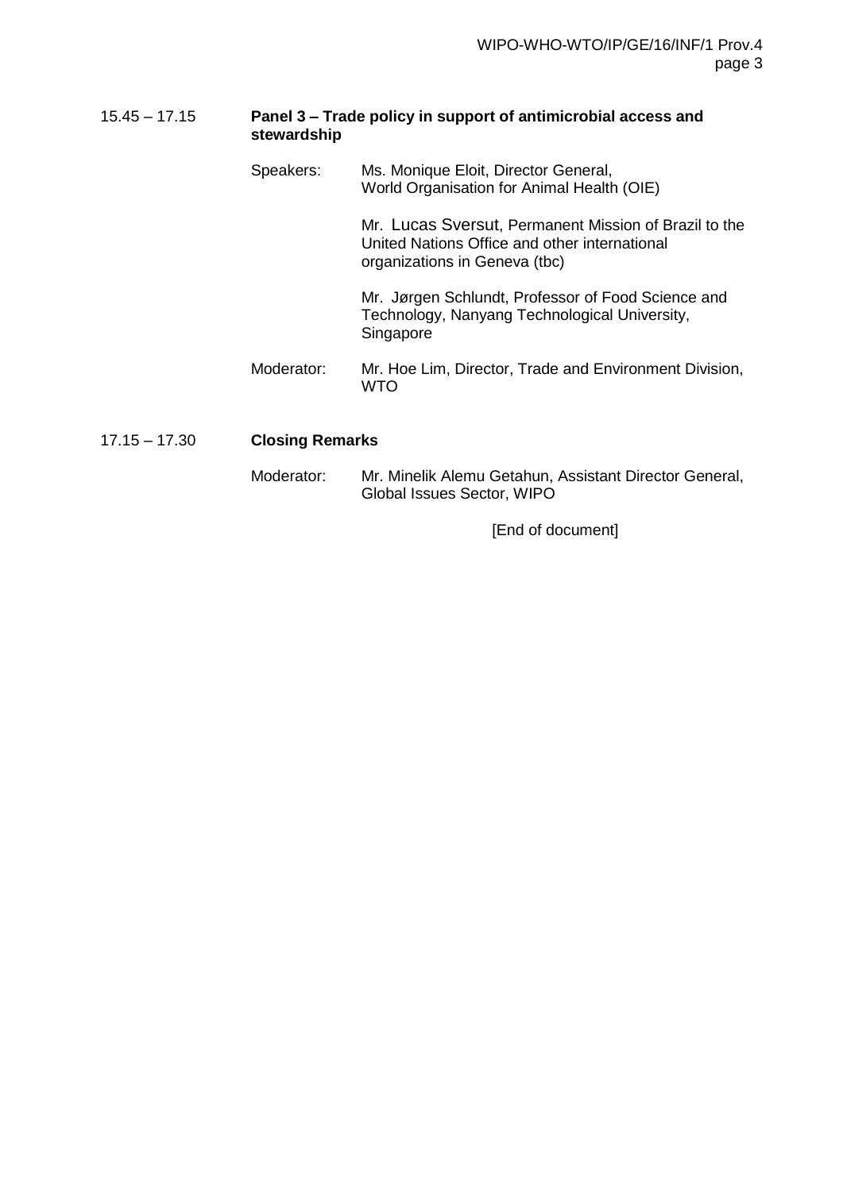15.45 – 17.15 **Panel 3 – Trade policy in support of antimicrobial access and stewardship**

Speakers: Ms. Monique Eloit, Director General, World Organisation for Animal Health (OIE)

Mr. Lucas Sversut, Permanent Mission of Brazil to the United Nations Office and other international organizations in Geneva (tbc)

Mr. Jørgen Schlundt, Professor of Food Science and Technology, Nanyang Technological University, Singapore

Moderator: Mr. Hoe Lim, Director, Trade and Environment Division, WTO

17.15 – 17.30 **Closing Remarks**

Moderator: Mr. Minelik Alemu Getahun, Assistant Director General, Global Issues Sector, WIPO

[End of document]